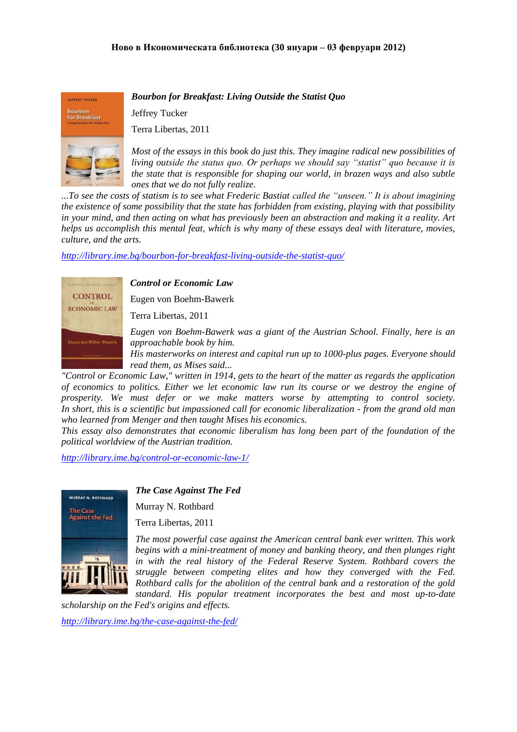**Ново в Икономическата библиотека (30 януари – 03 февруари 2012)**

***Bourbon for Breakfast: Living Outside the Statist Quo***

Jeffrey Tucker

Terra Libertas, 2011

*Most of the essays in this book do just this. They imagine radical new possibilities of living outside the status quo. Or perhaps we should say "statist" quo because it is the state that is responsible for shaping our world, in brazen ways and also subtle ones that we do not fully realize.*
*...To see the costs of statism is to see what Frederic Bastiat called the "unseen." It is about imagining the existence of some possibility that the state has forbidden from existing, playing with that possibility in your mind, and then acting on what has previously been an abstraction and making it a reality. Art helps us accomplish this mental feat, which is why many of these essays deal with literature, movies, culture, and the arts.*

http://library.ime.bg/bourbon-for-breakfast-living-outside-the-statist-quo/

***Control or Economic Law***

Eugen von Boehm-Bawerk

Terra Libertas, 2011

*Eugen von Boehm-Bawerk was a giant of the Austrian School. Finally, here is an approachable book by him.*
*His masterworks on interest and capital run up to 1000-plus pages. Everyone should read them, as Mises said...*
*"Control or Economic Law," written in 1914, gets to the heart of the matter as regards the application of economics to politics. Either we let economic law run its course or we destroy the engine of prosperity. We must defer or we make matters worse by attempting to control society. In short, this is a scientific but impassioned call for economic liberalization - from the grand old man who learned from Menger and then taught Mises his economics.*
*This essay also demonstrates that economic liberalism has long been part of the foundation of the political worldview of the Austrian tradition.*

http://library.ime.bg/control-or-economic-law-1/

***The Case Against The Fed***

Murray N. Rothbard

Terra Libertas, 2011

*The most powerful case against the American central bank ever written. This work begins with a mini-treatment of money and banking theory, and then plunges right in with the real history of the Federal Reserve System. Rothbard covers the struggle between competing elites and how they converged with the Fed. Rothbard calls for the abolition of the central bank and a restoration of the gold standard. His popular treatment incorporates the best and most up-to-date scholarship on the Fed's origins and effects.*

http://library.ime.bg/the-case-against-the-fed/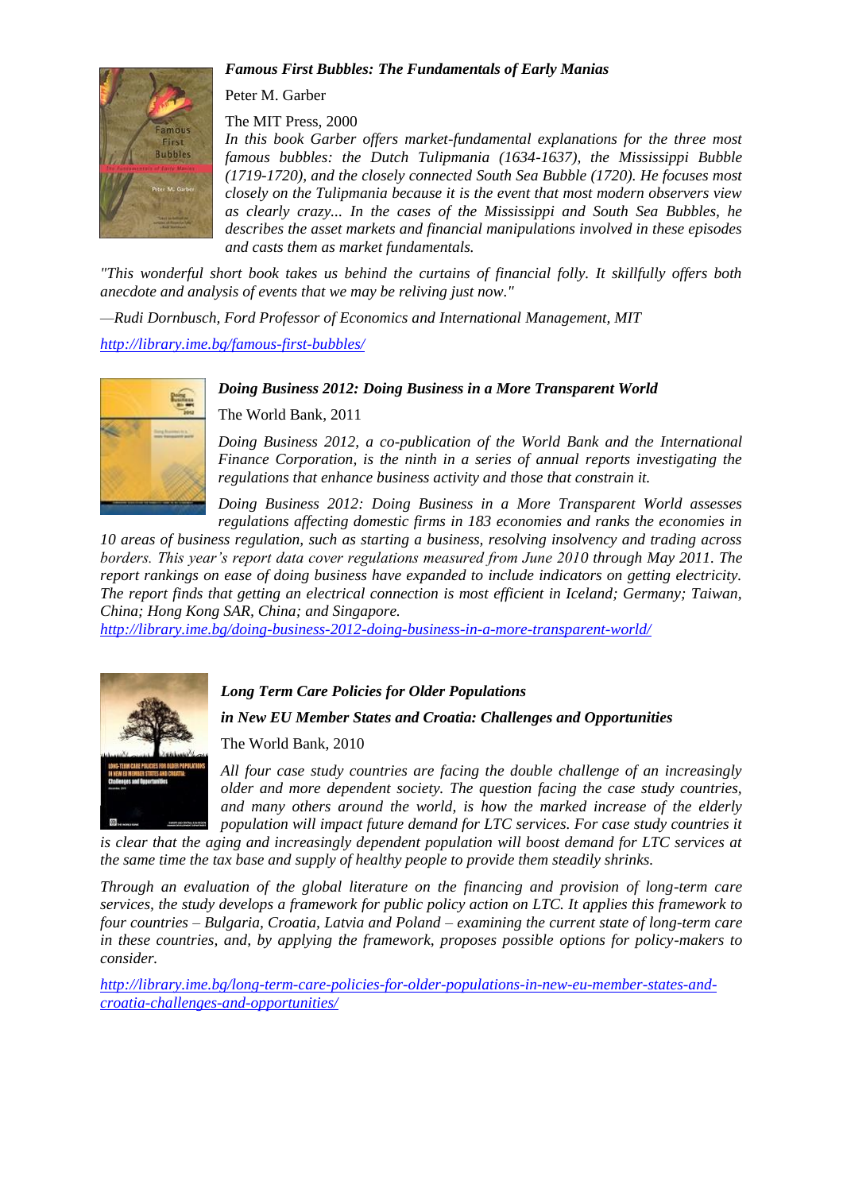***Famous First Bubbles: The Fundamentals of Early Manias***

Peter M. Garber

The MIT Press, 2000

*In this book Garber offers market-fundamental explanations for the three most famous bubbles: the Dutch Tulipmania (1634-1637), the Mississippi Bubble (1719-1720), and the closely connected South Sea Bubble (1720). He focuses most closely on the Tulipmania because it is the event that most modern observers view as clearly crazy... In the cases of the Mississippi and South Sea Bubbles, he describes the asset markets and financial manipulations involved in these episodes and casts them as market fundamentals.*

*"This wonderful short book takes us behind the curtains of financial folly. It skillfully offers both anecdote and analysis of events that we may be reliving just now."*

*—Rudi Dornbusch, Ford Professor of Economics and International Management, MIT*

http://library.ime.bg/famous-first-bubbles/

***Doing Business 2012: Doing Business in a More Transparent World***

The World Bank, 2011

*Doing Business 2012, a co-publication of the World Bank and the International Finance Corporation, is the ninth in a series of annual reports investigating the regulations that enhance business activity and those that constrain it.*

*Doing Business 2012: Doing Business in a More Transparent World assesses regulations affecting domestic firms in 183 economies and ranks the economies in 10 areas of business regulation, such as starting a business, resolving insolvency and trading across borders. This year's report data cover regulations measured from June 2010 through May 2011. The report rankings on ease of doing business have expanded to include indicators on getting electricity. The report finds that getting an electrical connection is most efficient in Iceland; Germany; Taiwan, China; Hong Kong SAR, China; and Singapore.*

http://library.ime.bg/doing-business-2012-doing-business-in-a-more-transparent-world/

***Long Term Care Policies for Older Populations***

***in New EU Member States and Croatia: Challenges and Opportunities***

The World Bank, 2010

*All four case study countries are facing the double challenge of an increasingly older and more dependent society. The question facing the case study countries, and many others around the world, is how the marked increase of the elderly population will impact future demand for LTC services. For case study countries it is clear that the aging and increasingly dependent population will boost demand for LTC services at the same time the tax base and supply of healthy people to provide them steadily shrinks.*

*Through an evaluation of the global literature on the financing and provision of long-term care services, the study develops a framework for public policy action on LTC. It applies this framework to four countries – Bulgaria, Croatia, Latvia and Poland – examining the current state of long-term care in these countries, and, by applying the framework, proposes possible options for policy-makers to consider.*

http://library.ime.bg/long-term-care-policies-for-older-populations-in-new-eu-member-states-and-croatia-challenges-and-opportunities/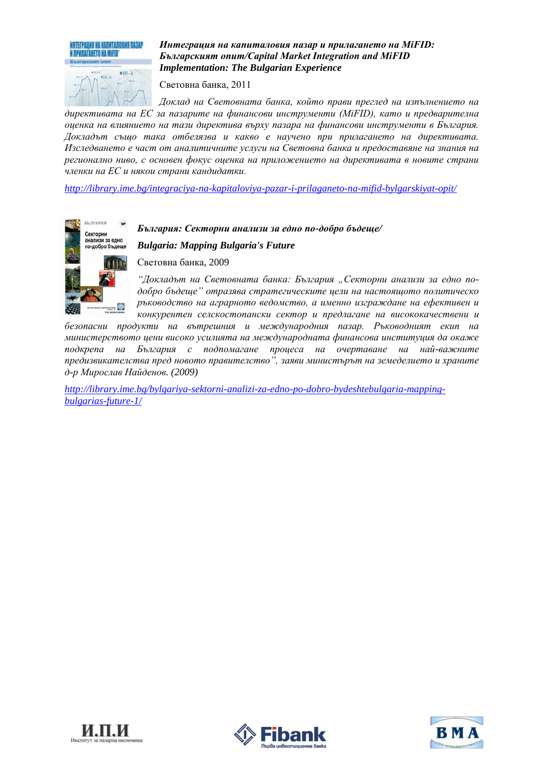***Интеграция на капиталовия пазар и прилагането на MiFID: Българският опит/Capital Market Integration and MiFID Implementation: The Bulgarian Experience***

Световна банка, 2011

*Доклад на Световната банка, който прави преглед на изпълнението на директивата на ЕС за пазарите на финансови инструменти (MiFID), като и предварителна оценка на влиянието на тази директива върху пазара на финансови инструменти в България. Докладът също така отбелязва и какво е научено при прилагането на директивата. Изследването е част от аналитичните услуги на Световна банка и предоставяне на знания на регионално ниво, с основен фокус оценка на приложението на директивата в новите страни членки на ЕС и някои страни кандидатки.*

*http://library.ime.bg/integraciya-na-kapitaloviya-pazar-i-prilaganeto-na-mifid-bylgarskiyat-opit/*

***България: Секторни анализи за едно по-добро бъдеще/***

***Bulgaria: Mapping Bulgaria's Future***

Световна банка, 2009

*"Докладът на Световната банка: България „Секторни анализи за едно по-добро бъдеще" отразява стратегическите цели на настоящото политическо ръководство на аграрното ведомство, а именно изграждане на ефективен и конкурентен селскостопански сектор и предлагане на висококачествени и безопасни продукти на вътрешния и международния пазар. Ръководният екип на министерството цени високо усилията на международната финансова институция да окаже подкрепа на България с подпомагане процеса на очертаване на най-важните предизвикателства пред новото правителство", заяви министърът на земеделието и храните д-р Мирослав Найденов. (2009)*

*http://library.ime.bg/bylgariya-sektorni-analizi-za-edno-po-dobro-bydeshtebulgaria-mapping-bulgarias-future-1/*